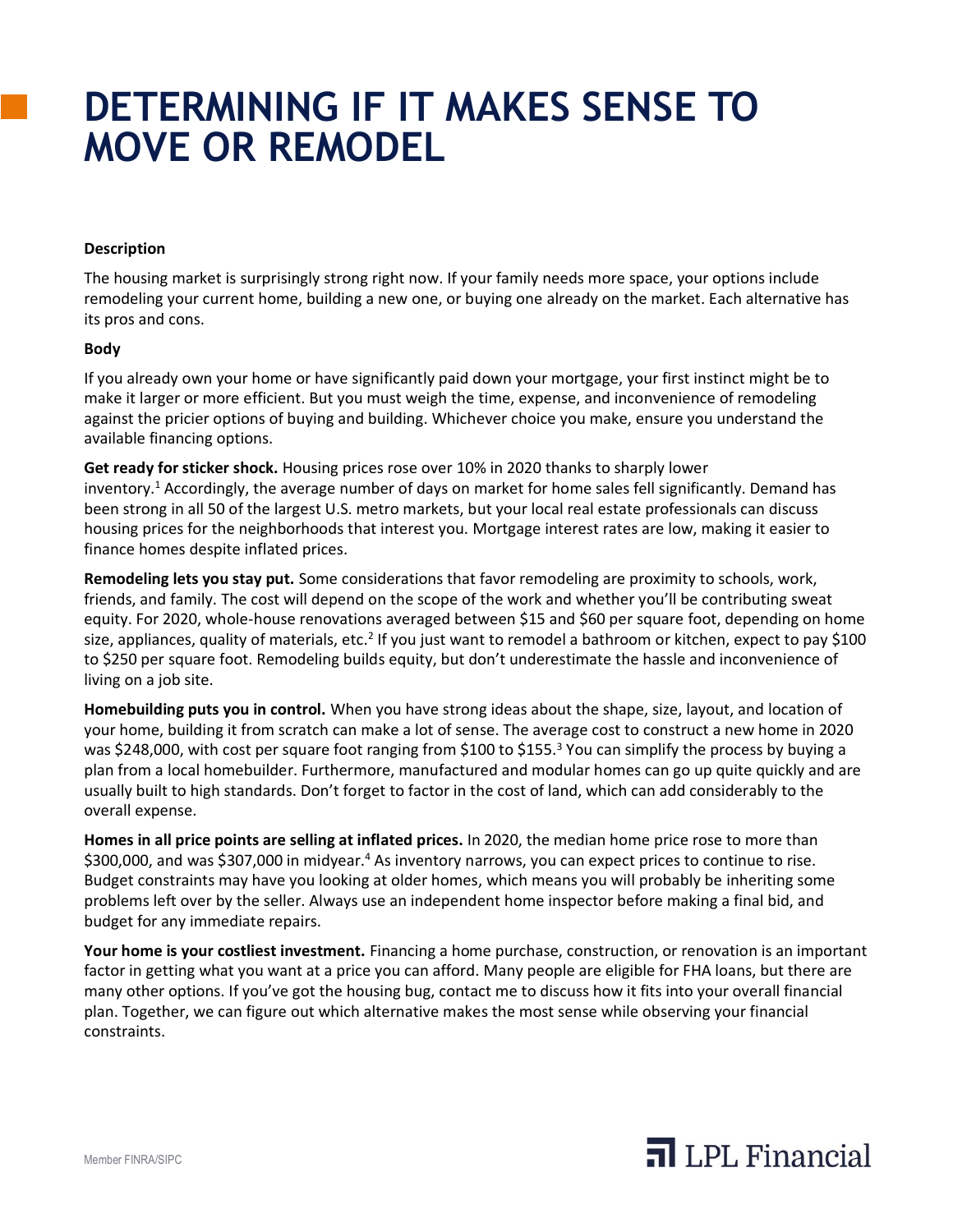# DETERMINING IF IT MAKES SENSE TO MOVE OR REMODEL

**Description**

The housing market is surprisingly strong right now. If your family needs more space, your options include remodeling your current home, building a new one, or buying one already on the market. Each alternative has its pros and cons.

**Body**

If you already own your home or have significantly paid down your mortgage, your first instinct might be to make it larger or more efficient. But you must weigh the time, expense, and inconvenience of remodeling against the pricier options of buying and building. Whichever choice you make, ensure you understand the available financing options.

**Get ready for sticker shock.** Housing prices rose over 10% in 2020 thanks to sharply lower inventory.[1] Accordingly, the average number of days on market for home sales fell significantly. Demand has been strong in all 50 of the largest U.S. metro markets, but your local real estate professionals can discuss housing prices for the neighborhoods that interest you. Mortgage interest rates are low, making it easier to finance homes despite inflated prices.

**Remodeling lets you stay put.** Some considerations that favor remodeling are proximity to schools, work, friends, and family. The cost will depend on the scope of the work and whether you'll be contributing sweat equity. For 2020, whole-house renovations averaged between $15 and $60 per square foot, depending on home size, appliances, quality of materials, etc.[2] If you just want to remodel a bathroom or kitchen, expect to pay $100 to $250 per square foot. Remodeling builds equity, but don't underestimate the hassle and inconvenience of living on a job site.

**Homebuilding puts you in control.** When you have strong ideas about the shape, size, layout, and location of your home, building it from scratch can make a lot of sense. The average cost to construct a new home in 2020 was $248,000, with cost per square foot ranging from $100 to $155.[3] You can simplify the process by buying a plan from a local homebuilder. Furthermore, manufactured and modular homes can go up quite quickly and are usually built to high standards. Don't forget to factor in the cost of land, which can add considerably to the overall expense.

**Homes in all price points are selling at inflated prices.** In 2020, the median home price rose to more than $300,000, and was $307,000 in midyear.[4] As inventory narrows, you can expect prices to continue to rise. Budget constraints may have you looking at older homes, which means you will probably be inheriting some problems left over by the seller. Always use an independent home inspector before making a final bid, and budget for any immediate repairs.

**Your home is your costliest investment.** Financing a home purchase, construction, or renovation is an important factor in getting what you want at a price you can afford. Many people are eligible for FHA loans, but there are many other options. If you've got the housing bug, contact me to discuss how it fits into your overall financial plan. Together, we can figure out which alternative makes the most sense while observing your financial constraints.

Member FINRA/SIPC

LPL Financial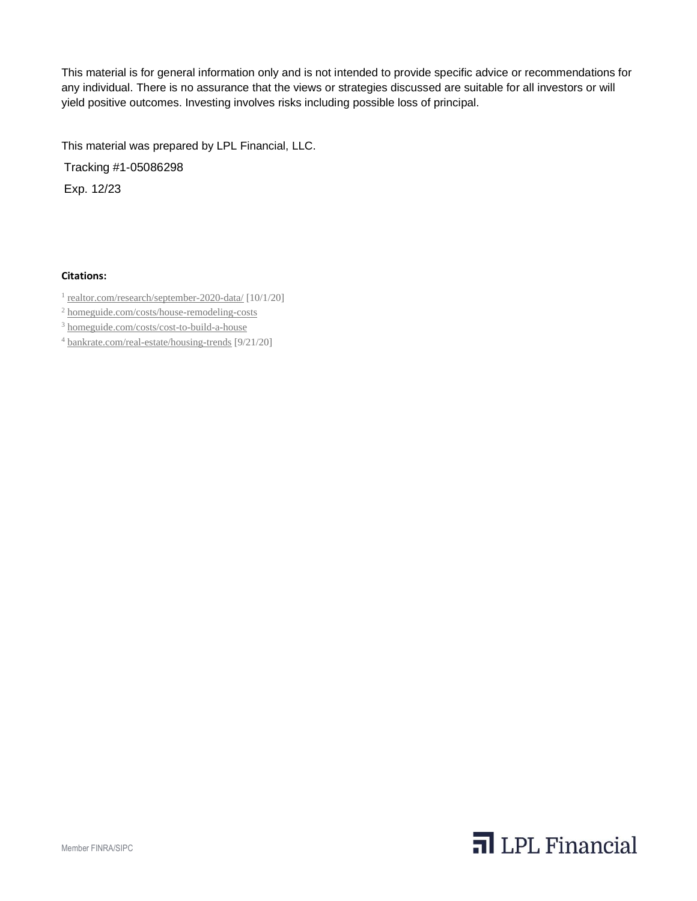This material is for general information only and is not intended to provide specific advice or recommendations for any individual. There is no assurance that the views or strategies discussed are suitable for all investors or will yield positive outcomes. Investing involves risks including possible loss of principal.

This material was prepared by LPL Financial, LLC.

Tracking #1-05086298

Exp. 12/23

**Citations:**

[1] realtor.com/research/september-2020-data/ [10/1/20]

[2] homeguide.com/costs/house-remodeling-costs

[3] homeguide.com/costs/cost-to-build-a-house

[4] bankrate.com/real-estate/housing-trends [9/21/20]

Member FINRA/SIPC

LPL Financial